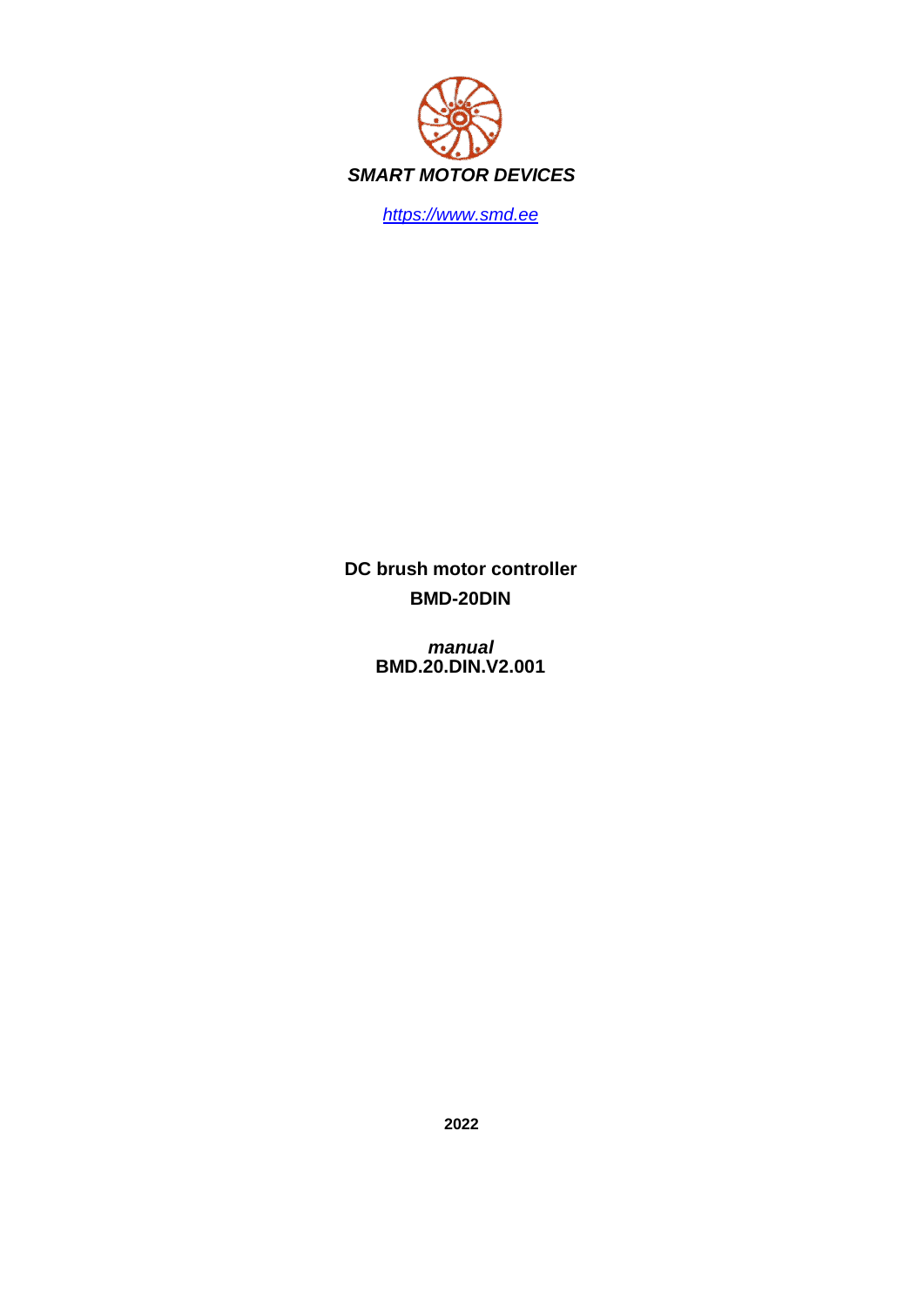***SMART MOTOR DEVICES***

[https://www.smd.ee](https://www.smd.ee)

**DC brush motor controller**

**BMD-20DIN**

***manual***

**BMD.20.DIN.V2.001**

**2022**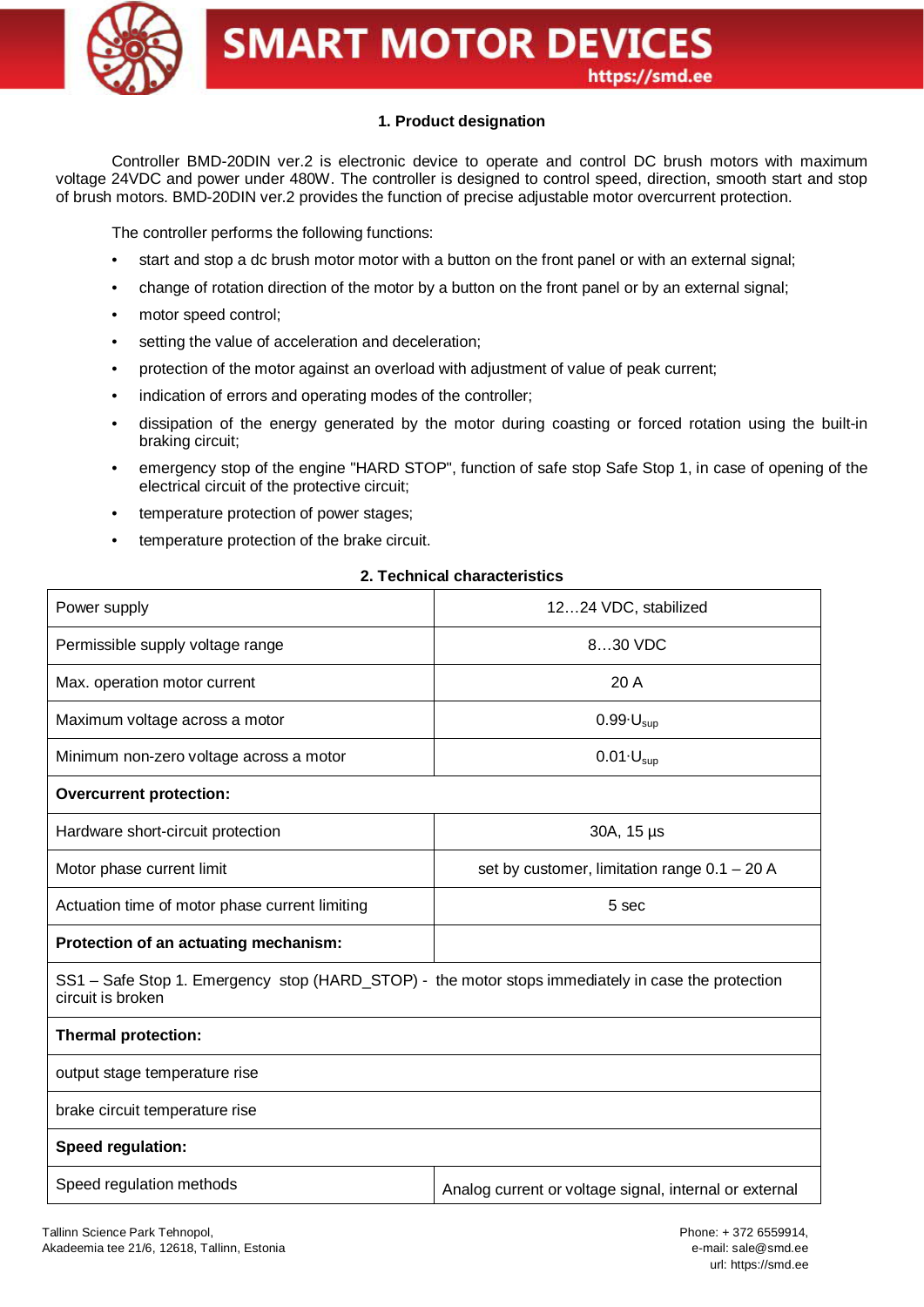## 1. Product designation

Controller BMD-20DIN ver.2 is electronic device to operate and control DC brush motors with maximum voltage 24VDC and power under 480W. The controller is designed to control speed, direction, smooth start and stop of brush motors. BMD-20DIN ver.2 provides the function of precise adjustable motor overcurrent protection.

The controller performs the following functions:

- start and stop a dc brush motor motor with a button on the front panel or with an external signal;
- change of rotation direction of the motor by a button on the front panel or by an external signal;
- motor speed control;
- setting the value of acceleration and deceleration;
- protection of the motor against an overload with adjustment of value of peak current;
- indication of errors and operating modes of the controller;
- dissipation of the energy generated by the motor during coasting or forced rotation using the built-in braking circuit;
- emergency stop of the engine "HARD STOP", function of safe stop Safe Stop 1, in case of opening of the electrical circuit of the protective circuit;
- temperature protection of power stages;
- temperature protection of the brake circuit.

## 2. Technical characteristics

| | |
|---|---|
| Power supply | 12…24 VDC, stabilized |
| Permissible supply voltage range | 8…30 VDC |
| Max. operation motor current | 20 A |
| Maximum voltage across a motor | $0.99 \cdot U_{sup}$ |
| Minimum non-zero voltage across a motor | $0.01 \cdot U_{sup}$ |
| **Overcurrent protection:** | |
| Hardware short-circuit protection | 30A, 15 µs |
| Motor phase current limit | set by customer, limitation range 0.1 – 20 A |
| Actuation time of motor phase current limiting | 5 sec |
| **Protection of an actuating mechanism:** | |
| SS1 – Safe Stop 1. Emergency stop (HARD_STOP) - the motor stops immediately in case the protection circuit is broken | |
| **Thermal protection:** | |
| output stage temperature rise | |
| brake circuit temperature rise | |
| **Speed regulation:** | |
| Speed regulation methods | Analog current or voltage signal, internal or external |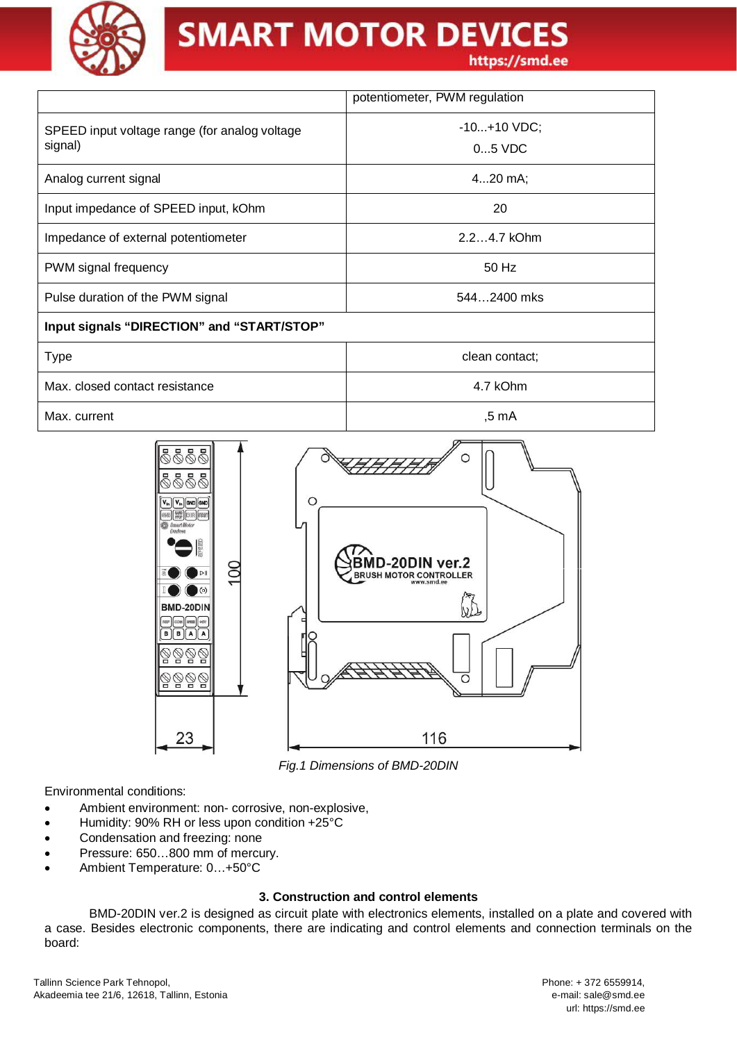| | |
|---|---|
| | potentiometer, PWM regulation |
| SPEED input voltage range (for analog voltage signal) | -10...+10 VDC; 0...5 VDC |
| Analog current signal | 4...20 mA; |
| Input impedance of SPEED input, kOhm | 20 |
| Impedance of external potentiometer | 2.2…4.7 kOhm |
| PWM signal frequency | 50 Hz |
| Pulse duration of the PWM signal | 544…2400 mks |
| **Input signals "DIRECTION" and "START/STOP"** | |
| Type | clean contact; |
| Max. closed contact resistance | 4.7 kOhm |
| Max. current | ,5 mA |

*Fig.1 Dimensions of BMD-20DIN*

Environmental conditions:

- Ambient environment: non- corrosive, non-explosive,
- Humidity: 90% RH or less upon condition +25°C
- Condensation and freezing: none
- Pressure: 650…800 mm of mercury.
- Ambient Temperature: 0…+50°C

### 3. Construction and control elements

BMD-20DIN ver.2 is designed as circuit plate with electronics elements, installed on a plate and covered with a case. Besides electronic components, there are indicating and control elements and connection terminals on the board: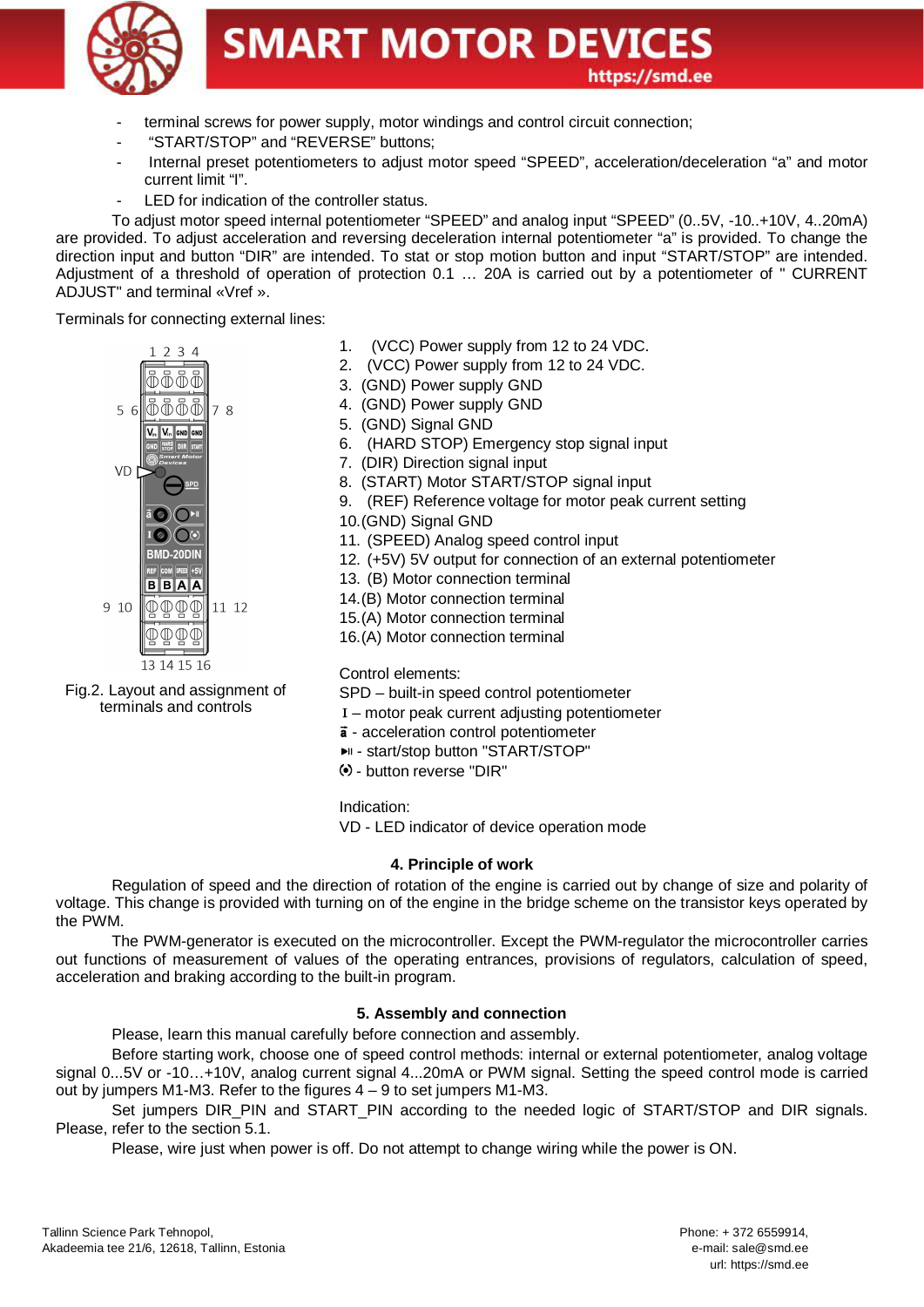- terminal screws for power supply, motor windings and control circuit connection;
- "START/STOP" and "REVERSE" buttons;
- Internal preset potentiometers to adjust motor speed "SPEED", acceleration/deceleration "a" and motor current limit "I".
- LED for indication of the controller status.

To adjust motor speed internal potentiometer "SPEED" and analog input "SPEED" (0..5V, -10..+10V, 4..20mA) are provided. To adjust acceleration and reversing deceleration internal potentiometer "a" is provided. To change the direction input and button "DIR" are intended. To stat or stop motion button and input "START/STOP" are intended. Adjustment of a threshold of operation of protection 0.1 … 20A is carried out by a potentiometer of " CURRENT ADJUST" and terminal «Vref ».

Terminals for connecting external lines:

Fig.2. Layout and assignment of terminals and controls

1. (VCC) Power supply from 12 to 24 VDC.
2. (VCC) Power supply from 12 to 24 VDC.
3. (GND) Power supply GND
4. (GND) Power supply GND
5. (GND) Signal GND
6. (HARD STOP) Emergency stop signal input
7. (DIR) Direction signal input
8. (START) Motor START/STOP signal input
9. (REF) Reference voltage for motor peak current setting
10. (GND) Signal GND
11. (SPEED) Analog speed control input
12. (+5V) 5V output for connection of an external potentiometer
13. (B) Motor connection terminal
14. (B) Motor connection terminal
15. (A) Motor connection terminal
16. (A) Motor connection terminal

Control elements:
SPD – built-in speed control potentiometer
I – motor peak current adjusting potentiometer
ā - acceleration control potentiometer
⏯ - start/stop button "START/STOP"
⦿ - button reverse "DIR"

Indication:
VD - LED indicator of device operation mode

## 4. Principle of work

Regulation of speed and the direction of rotation of the engine is carried out by change of size and polarity of voltage. This change is provided with turning on of the engine in the bridge scheme on the transistor keys operated by the PWM.

The PWM-generator is executed on the microcontroller. Except the PWM-regulator the microcontroller carries out functions of measurement of values of the operating entrances, provisions of regulators, calculation of speed, acceleration and braking according to the built-in program.

## 5. Assembly and connection

Please, learn this manual carefully before connection and assembly.

Before starting work, choose one of speed control methods: internal or external potentiometer, analog voltage signal 0...5V or -10…+10V, analog current signal 4...20mA or PWM signal. Setting the speed control mode is carried out by jumpers M1-M3. Refer to the figures 4 – 9 to set jumpers M1-M3.

Set jumpers DIR_PIN and START_PIN according to the needed logic of START/STOP and DIR signals. Please, refer to the section 5.1.

Please, wire just when power is off. Do not attempt to change wiring while the power is ON.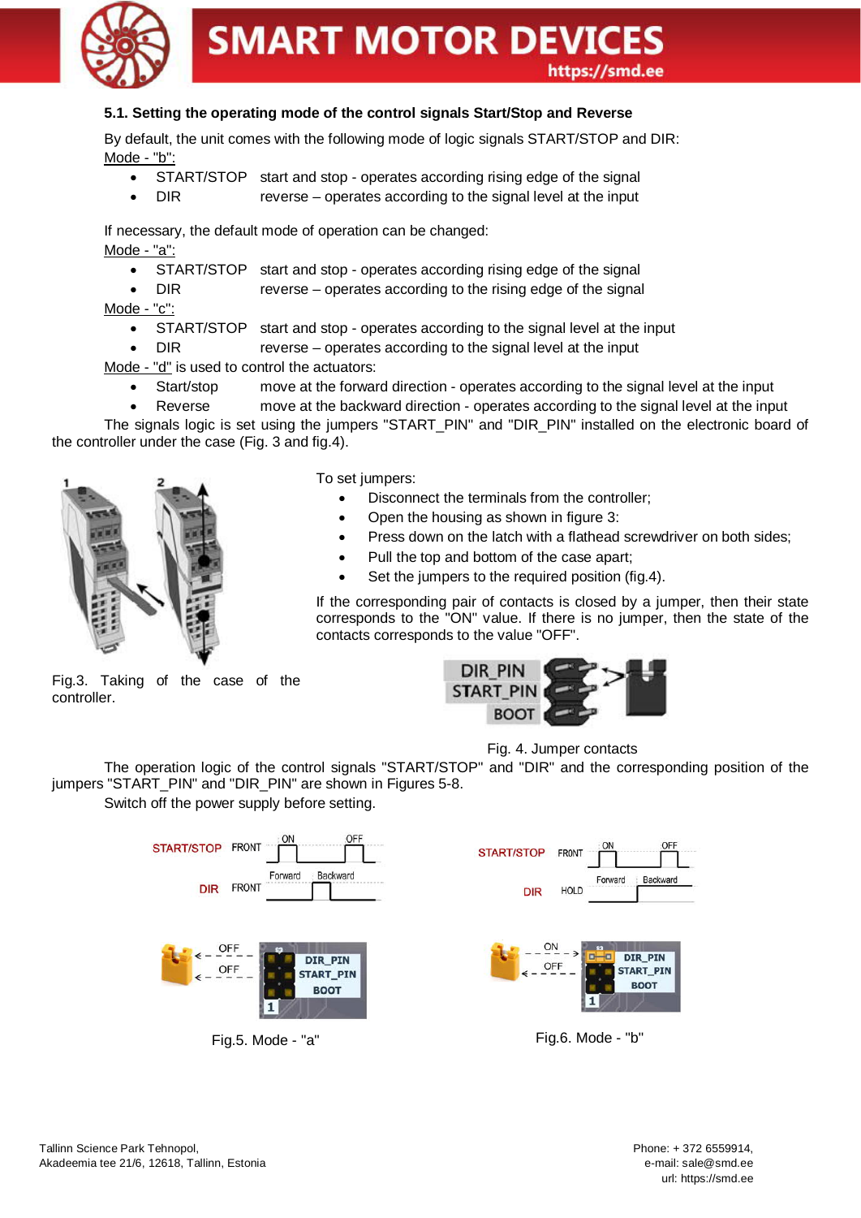## 5.1. Setting the operating mode of the control signals Start/Stop and Reverse

By default, the unit comes with the following mode of logic signals START/STOP and DIR:

Mode - "b":

- START/STOP start and stop - operates according rising edge of the signal
- DIR reverse – operates according to the signal level at the input

If necessary, the default mode of operation can be changed:

Mode - "a":

- START/STOP start and stop - operates according rising edge of the signal
- DIR reverse – operates according to the rising edge of the signal

Mode - "c":

- START/STOP start and stop - operates according to the signal level at the input
- DIR reverse – operates according to the signal level at the input

Mode - "d" is used to control the actuators:

- Start/stop move at the forward direction - operates according to the signal level at the input
- Reverse move at the backward direction - operates according to the signal level at the input

The signals logic is set using the jumpers "START_PIN" and "DIR_PIN" installed on the electronic board of the controller under the case (Fig. 3 and fig.4).

Fig.3. Taking of the case of the controller.

To set jumpers:

- Disconnect the terminals from the controller;
- Open the housing as shown in figure 3:
- Press down on the latch with a flathead screwdriver on both sides;
- Pull the top and bottom of the case apart;
- Set the jumpers to the required position (fig.4).

If the corresponding pair of contacts is closed by a jumper, then their state corresponds to the "ON" value. If there is no jumper, then the state of the contacts corresponds to the value "OFF".

Fig. 4. Jumper contacts

The operation logic of the control signals "START/STOP" and "DIR" and the corresponding position of the jumpers "START_PIN" and "DIR_PIN" are shown in Figures 5-8.

Switch off the power supply before setting.

Fig.5. Mode - "a"

Fig.6. Mode - "b"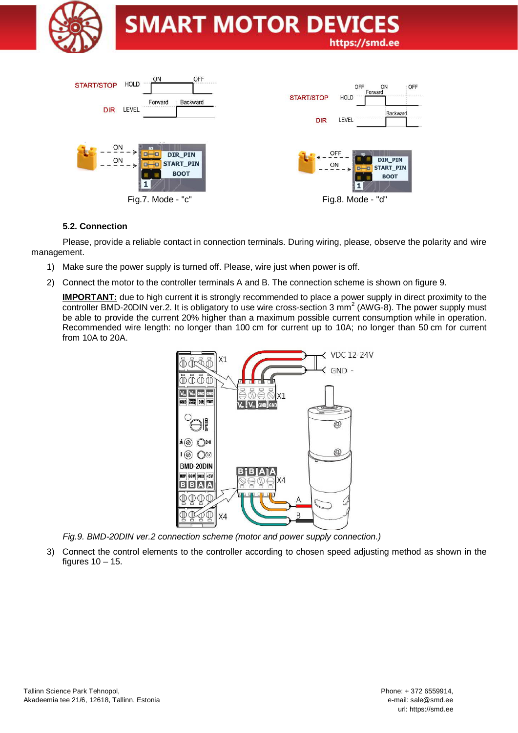Fig.7. Mode - "c"

Fig.8. Mode - "d"

### 5.2. Connection

Please, provide a reliable contact in connection terminals. During wiring, please, observe the polarity and wire management.

1) Make sure the power supply is turned off. Please, wire just when power is off.
2) Connect the motor to the controller terminals A and B. The connection scheme is shown on figure 9.

   **IMPORTANT:** due to high current it is strongly recommended to place a power supply in direct proximity to the controller BMD-20DIN ver.2. It is obligatory to use wire cross-section 3 mm$^2$ (AWG-8). The power supply must be able to provide the current 20% higher than a maximum possible current consumption while in operation. Recommended wire length: no longer than 100 cm for current up to 10A; no longer than 50 cm for current from 10A to 20A.

*Fig.9. BMD-20DIN ver.2 connection scheme (motor and power supply connection.)*

3) Connect the control elements to the controller according to chosen speed adjusting method as shown in the figures 10 – 15.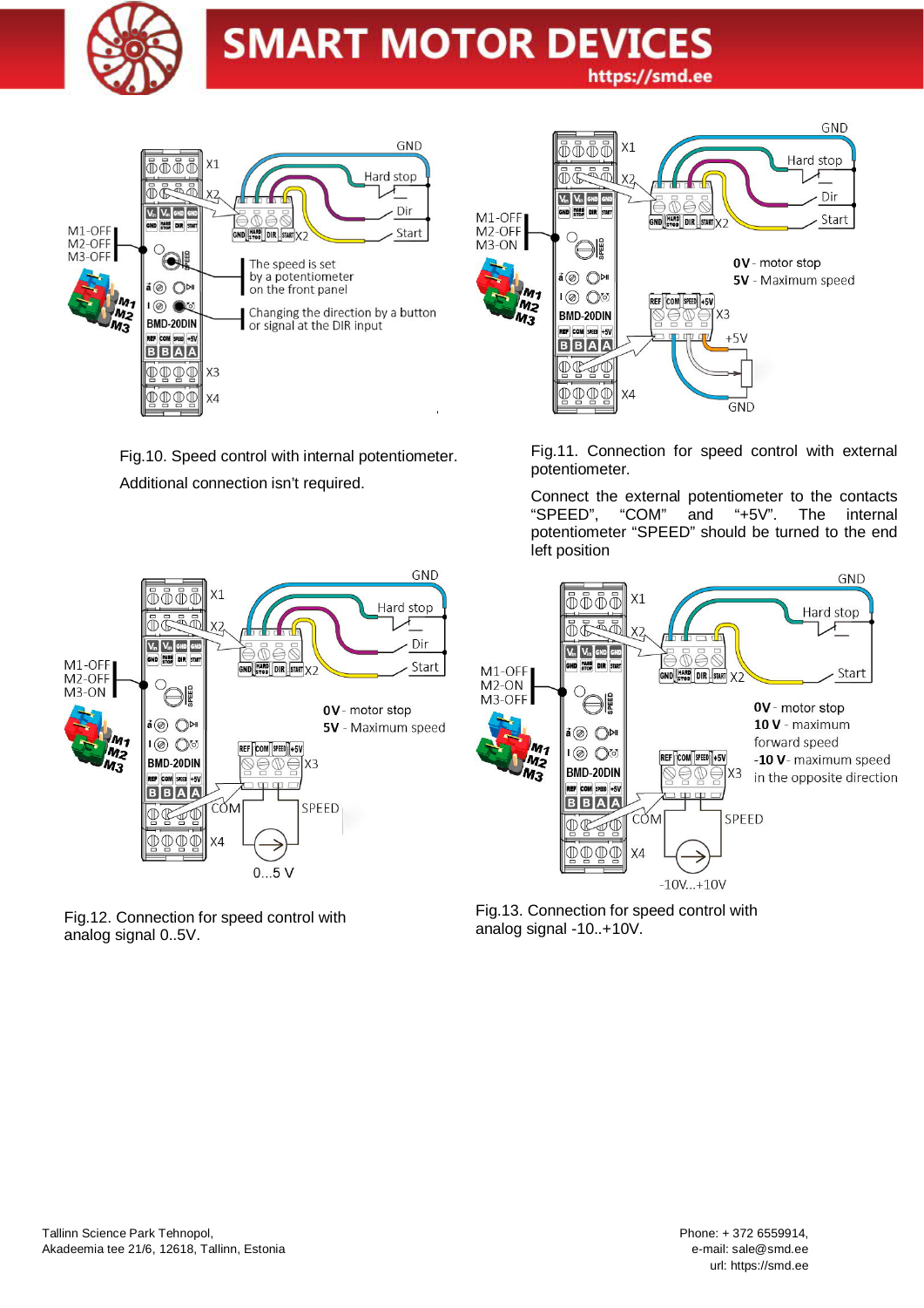Fig.10. Speed control with internal potentiometer.

Additional connection isn't required.

Fig.11. Connection for speed control with external potentiometer.

Connect the external potentiometer to the contacts "SPEED", "COM" and "+5V". The internal potentiometer "SPEED" should be turned to the end left position

Fig.12. Connection for speed control with analog signal 0..5V.

Fig.13. Connection for speed control with analog signal -10..+10V.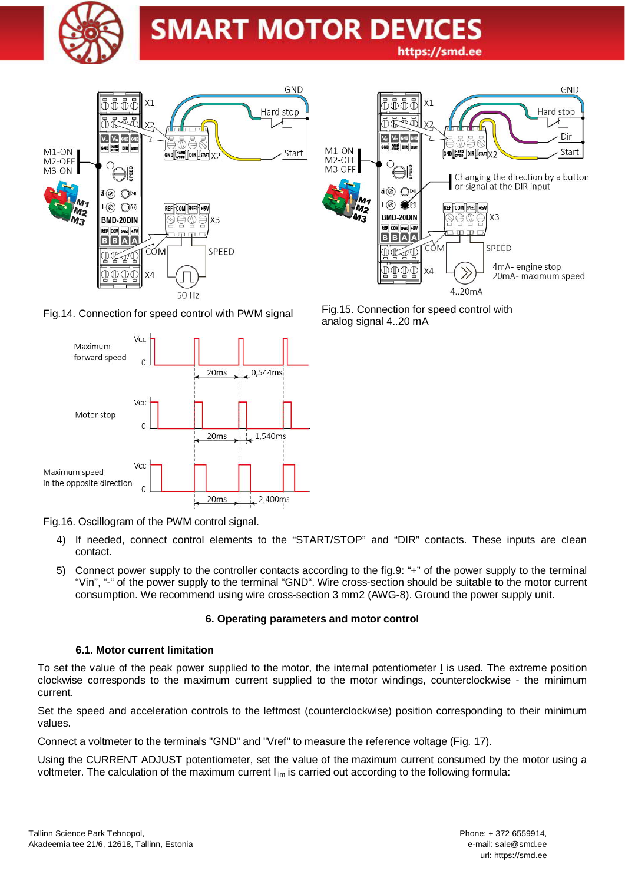Fig.14. Connection for speed control with PWM signal

Fig.15. Connection for speed control with analog signal 4..20 mA

Fig.16. Oscillogram of the PWM control signal.

4) If needed, connect control elements to the “START/STOP” and “DIR” contacts. These inputs are clean contact.

5) Connect power supply to the controller contacts according to the fig.9: “+” of the power supply to the terminal “Vin”, “-“ of the power supply to the terminal “GND“. Wire cross-section should be suitable to the motor current consumption. We recommend using wire cross-section 3 mm2 (AWG-8). Ground the power supply unit.

## 6. Operating parameters and motor control

### 6.1. Motor current limitation

To set the value of the peak power supplied to the motor, the internal potentiometer **I** is used. The extreme position clockwise corresponds to the maximum current supplied to the motor windings, counterclockwise - the minimum current.

Set the speed and acceleration controls to the leftmost (counterclockwise) position corresponding to their minimum values.

Connect a voltmeter to the terminals "GND" and "Vref" to measure the reference voltage (Fig. 17).

Using the CURRENT ADJUST potentiometer, set the value of the maximum current consumed by the motor using a voltmeter. The calculation of the maximum current $I_{lim}$ is carried out according to the following formula: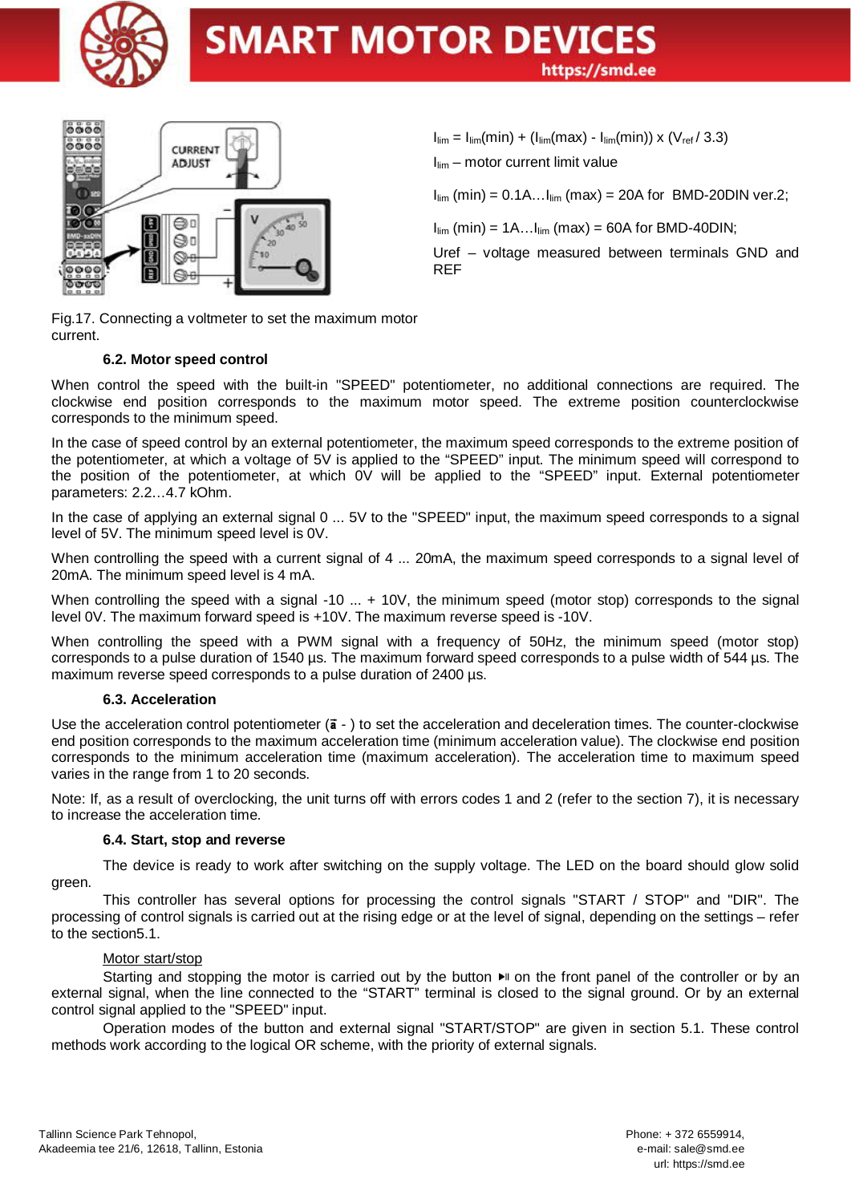$I_{lim} = I_{lim}(min) + (I_{lim}(max) - I_{lim}(min)) \times (V_{ref} / 3.3)$

$I_{lim}$ – motor current limit value

$I_{lim}$ (min) = 0.1A…$I_{lim}$ (max) = 20A for BMD-20DIN ver.2;

$I_{lim}$ (min) = 1A…$I_{lim}$ (max) = 60A for BMD-40DIN;

Uref – voltage measured between terminals GND and REF

Fig.17. Connecting a voltmeter to set the maximum motor current.

### 6.2. Motor speed control

When control the speed with the built-in "SPEED" potentiometer, no additional connections are required. The clockwise end position corresponds to the maximum motor speed. The extreme position counterclockwise corresponds to the minimum speed.

In the case of speed control by an external potentiometer, the maximum speed corresponds to the extreme position of the potentiometer, at which a voltage of 5V is applied to the "SPEED" input. The minimum speed will correspond to the position of the potentiometer, at which 0V will be applied to the "SPEED" input. External potentiometer parameters: 2.2…4.7 kOhm.

In the case of applying an external signal 0 ... 5V to the "SPEED" input, the maximum speed corresponds to a signal level of 5V. The minimum speed level is 0V.

When controlling the speed with a current signal of 4 ... 20mA, the maximum speed corresponds to a signal level of 20mA. The minimum speed level is 4 mA.

When controlling the speed with a signal -10 ... + 10V, the minimum speed (motor stop) corresponds to the signal level 0V. The maximum forward speed is +10V. The maximum reverse speed is -10V.

When controlling the speed with a PWM signal with a frequency of 50Hz, the minimum speed (motor stop) corresponds to a pulse duration of 1540 µs. The maximum forward speed corresponds to a pulse width of 544 µs. The maximum reverse speed corresponds to a pulse duration of 2400 µs.

### 6.3. Acceleration

Use the acceleration control potentiometer ($\vec{a}$ - ) to set the acceleration and deceleration times. The counter-clockwise end position corresponds to the maximum acceleration time (minimum acceleration value). The clockwise end position corresponds to the minimum acceleration time (maximum acceleration). The acceleration time to maximum speed varies in the range from 1 to 20 seconds.

Note: If, as a result of overclocking, the unit turns off with errors codes 1 and 2 (refer to the section 7), it is necessary to increase the acceleration time.

### 6.4. Start, stop and reverse

The device is ready to work after switching on the supply voltage. The LED on the board should glow solid green.

This controller has several options for processing the control signals "START / STOP" and "DIR". The processing of control signals is carried out at the rising edge or at the level of signal, depending on the settings – refer to the section5.1.

Motor start/stop

Starting and stopping the motor is carried out by the button ⏯ on the front panel of the controller or by an external signal, when the line connected to the "START" terminal is closed to the signal ground. Or by an external control signal applied to the "SPEED" input.

Operation modes of the button and external signal "START/STOP" are given in section 5.1. These control methods work according to the logical OR scheme, with the priority of external signals.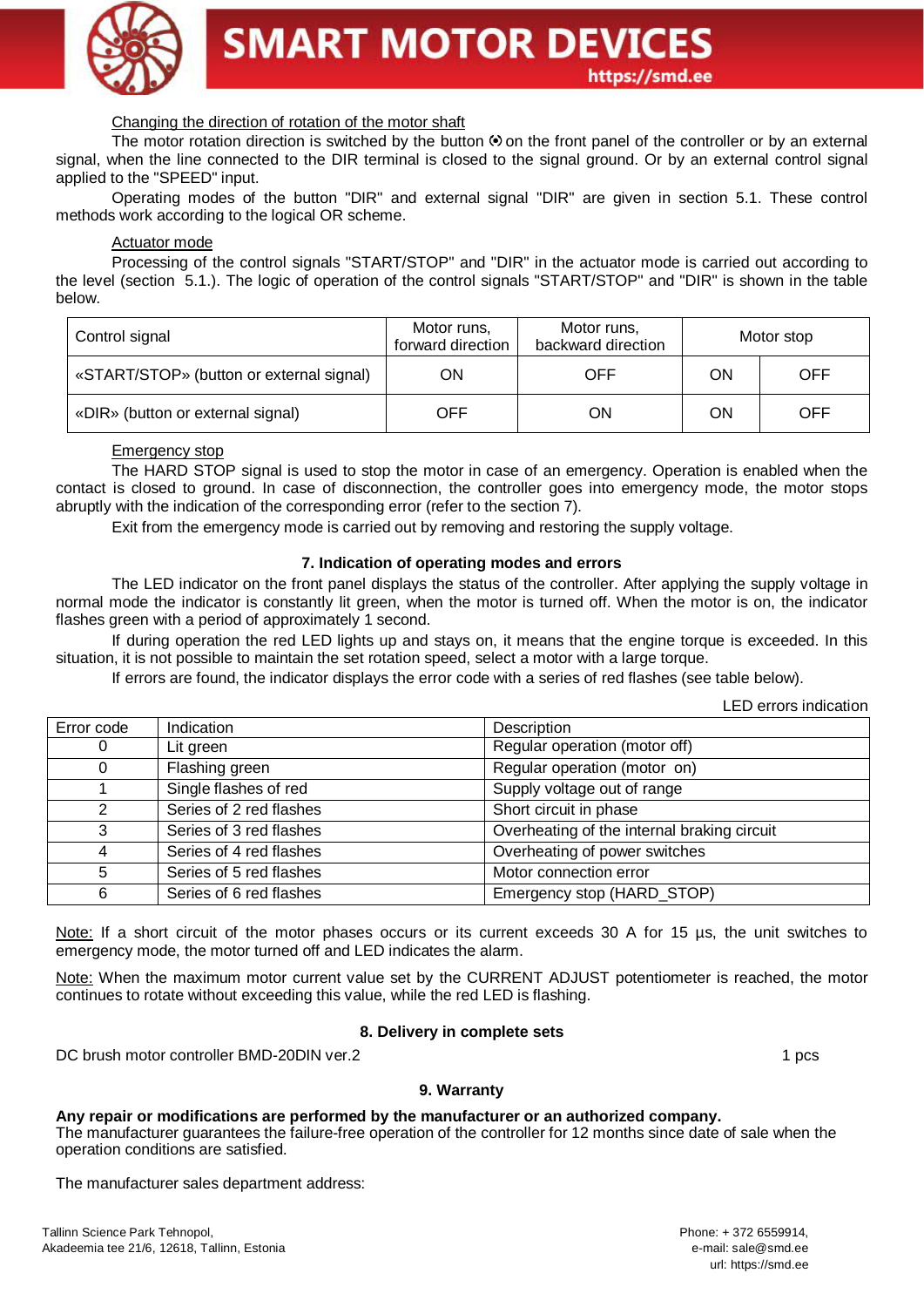Changing the direction of rotation of the motor shaft

The motor rotation direction is switched by the button ⦿ on the front panel of the controller or by an external signal, when the line connected to the DIR terminal is closed to the signal ground. Or by an external control signal applied to the "SPEED" input.

Operating modes of the button "DIR" and external signal "DIR" are given in section 5.1. These control methods work according to the logical OR scheme.

Actuator mode

Processing of the control signals "START/STOP" and "DIR" in the actuator mode is carried out according to the level (section 5.1.). The logic of operation of the control signals "START/STOP" and "DIR" is shown in the table below.

| Control signal | Motor runs, forward direction | Motor runs, backward direction | Motor stop | |
|---|---|---|---|---|
| «START/STOP» (button or external signal) | ON | OFF | ON | OFF |
| «DIR» (button or external signal) | OFF | ON | ON | OFF |

Emergency stop

The HARD STOP signal is used to stop the motor in case of an emergency. Operation is enabled when the contact is closed to ground. In case of disconnection, the controller goes into emergency mode, the motor stops abruptly with the indication of the corresponding error (refer to the section 7).

Exit from the emergency mode is carried out by removing and restoring the supply voltage.

## 7. Indication of operating modes and errors

The LED indicator on the front panel displays the status of the controller. After applying the supply voltage in normal mode the indicator is constantly lit green, when the motor is turned off. When the motor is on, the indicator flashes green with a period of approximately 1 second.

If during operation the red LED lights up and stays on, it means that the engine torque is exceeded. In this situation, it is not possible to maintain the set rotation speed, select a motor with a large torque.

If errors are found, the indicator displays the error code with a series of red flashes (see table below).

LED errors indication

| Error code | Indication | Description |
|---|---|---|
| 0 | Lit green | Regular operation (motor off) |
| 0 | Flashing green | Regular operation (motor on) |
| 1 | Single flashes of red | Supply voltage out of range |
| 2 | Series of 2 red flashes | Short circuit in phase |
| 3 | Series of 3 red flashes | Overheating of the internal braking circuit |
| 4 | Series of 4 red flashes | Overheating of power switches |
| 5 | Series of 5 red flashes | Motor connection error |
| 6 | Series of 6 red flashes | Emergency stop (HARD_STOP) |

Note: If a short circuit of the motor phases occurs or its current exceeds 30 A for 15 µs, the unit switches to emergency mode, the motor turned off and LED indicates the alarm.

Note: When the maximum motor current value set by the CURRENT ADJUST potentiometer is reached, the motor continues to rotate without exceeding this value, while the red LED is flashing.

## 8. Delivery in complete sets

DC brush motor controller BMD-20DIN ver.2 — 1 pcs

## 9. Warranty

**Any repair or modifications are performed by the manufacturer or an authorized company.**
The manufacturer guarantees the failure-free operation of the controller for 12 months since date of sale when the operation conditions are satisfied.

The manufacturer sales department address:

Tallinn Science Park Tehnopol,
Akadeemia tee 21/6, 12618, Tallinn, Estonia

Phone: + 372 6559914,
e-mail: sale@smd.ee
url: https://smd.ee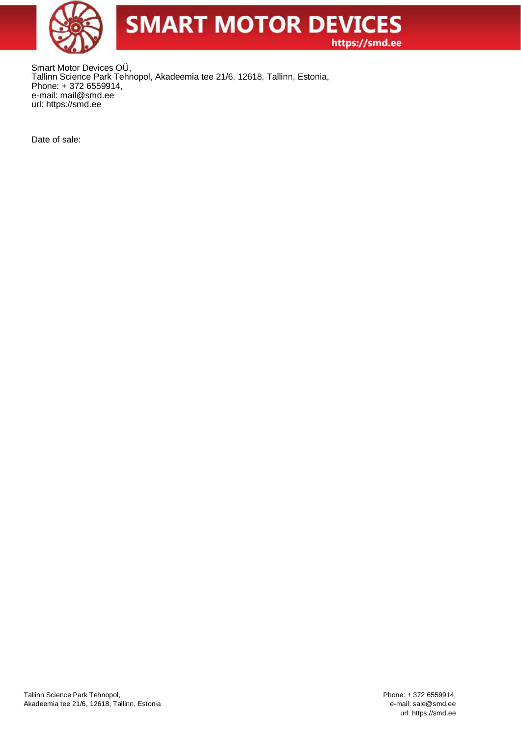Smart Motor Devices OÜ,
Tallinn Science Park Tehnopol, Akadeemia tee 21/6, 12618, Tallinn, Estonia,
Phone: + 372 6559914,
e-mail: mail@smd.ee
url: https://smd.ee

Date of sale: